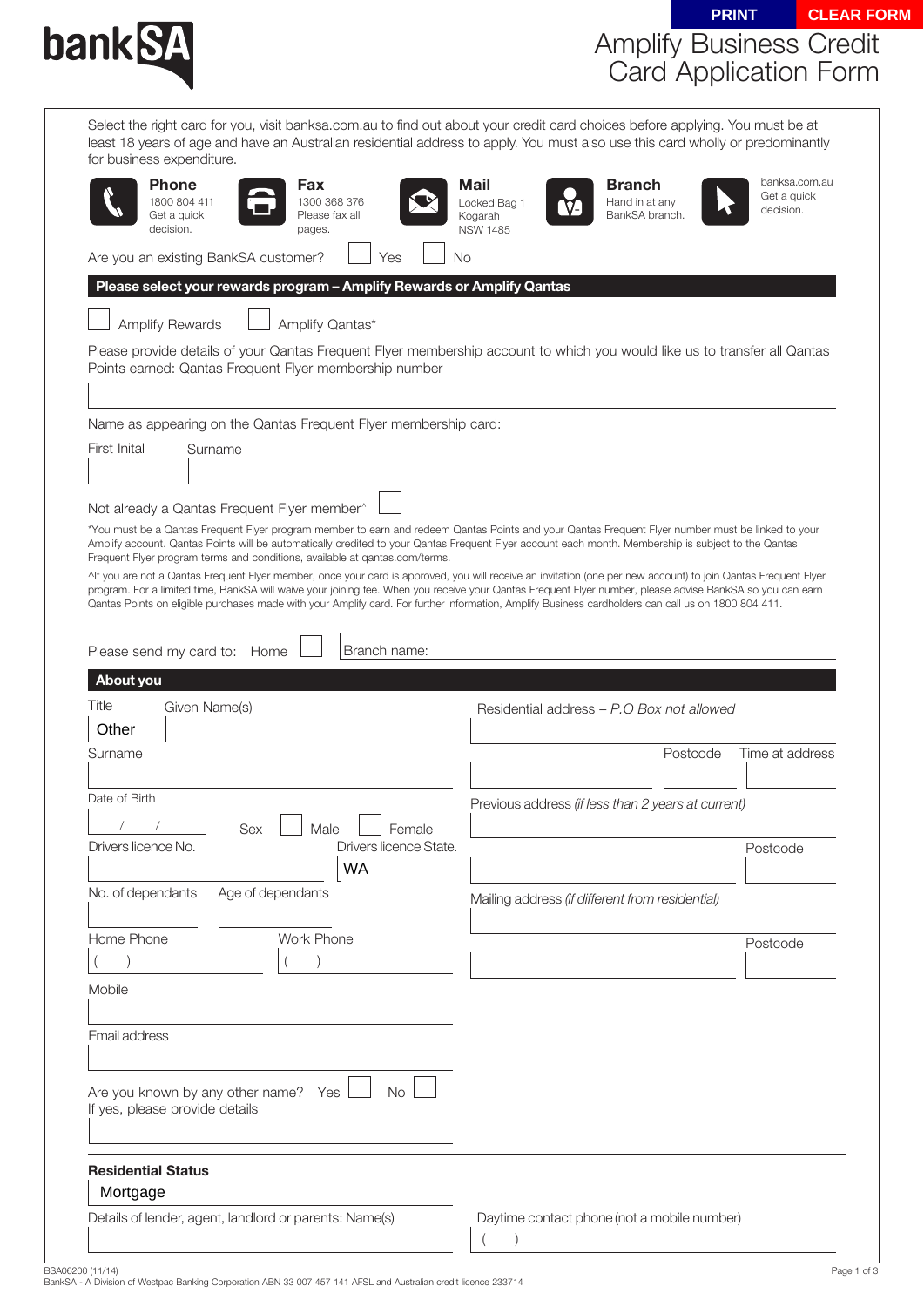PRINT CLEAR FORM

bankSA

# Amplify Business Credit Card Application Form

Select the right card for you, visit banksa.com.au to find out about your credit card choices before applying. You must be at least 18 years of age and have an Australian residential address to apply. You must also use this card wholly or predominantly for business expenditure.

**Phone**
1800 804 411
Get a quick decision.

**Fax**
1300 368 376
Please fax all pages.

**Mail**
Locked Bag 1
Kogarah
NSW 1485

**Branch**
Hand in at any BankSA branch.

banksa.com.au
Get a quick decision.

Are you an existing BankSA customer? ☐ Yes ☐ No

## Please select your rewards program – Amplify Rewards or Amplify Qantas

☐ Amplify Rewards ☐ Amplify Qantas*

Please provide details of your Qantas Frequent Flyer membership account to which you would like us to transfer all Qantas Points earned: Qantas Frequent Flyer membership number

Name as appearing on the Qantas Frequent Flyer membership card:

First Inital | Surname

Not already a Qantas Frequent Flyer member^ ☐

*You must be a Qantas Frequent Flyer program member to earn and redeem Qantas Points and your Qantas Frequent Flyer number must be linked to your Amplify account. Qantas Points will be automatically credited to your Qantas Frequent Flyer account each month. Membership is subject to the Qantas Frequent Flyer program terms and conditions, available at qantas.com/terms.

^If you are not a Qantas Frequent Flyer member, once your card is approved, you will receive an invitation (one per new account) to join Qantas Frequent Flyer program. For a limited time, BankSA will waive your joining fee. When you receive your Qantas Frequent Flyer number, please advise BankSA so you can earn Qantas Points on eligible purchases made with your Amplify card. For further information, Amplify Business cardholders can call us on 1800 804 411.

Please send my card to: Home ☐ Branch name:

## About you

Title: Other

Given Name(s)

Surname

Date of Birth: / /

Sex ☐ Male ☐ Female

Drivers licence No.

Drivers licence State: WA

No. of dependants

Age of dependants

Home Phone ( )

Work Phone ( )

Mobile

Email address

Are you known by any other name? Yes ☐ No ☐
If yes, please provide details

Residential address – *P.O Box not allowed*

Postcode

Time at address

Previous address *(if less than 2 years at current)*

Postcode

Mailing address *(if different from residential)*

Postcode

**Residential Status**

Mortgage

Details of lender, agent, landlord or parents: Name(s)

Daytime contact phone (not a mobile number) ( )

BSA06200 (11/14)
BankSA - A Division of Westpac Banking Corporation ABN 33 007 457 141 AFSL and Australian credit licence 233714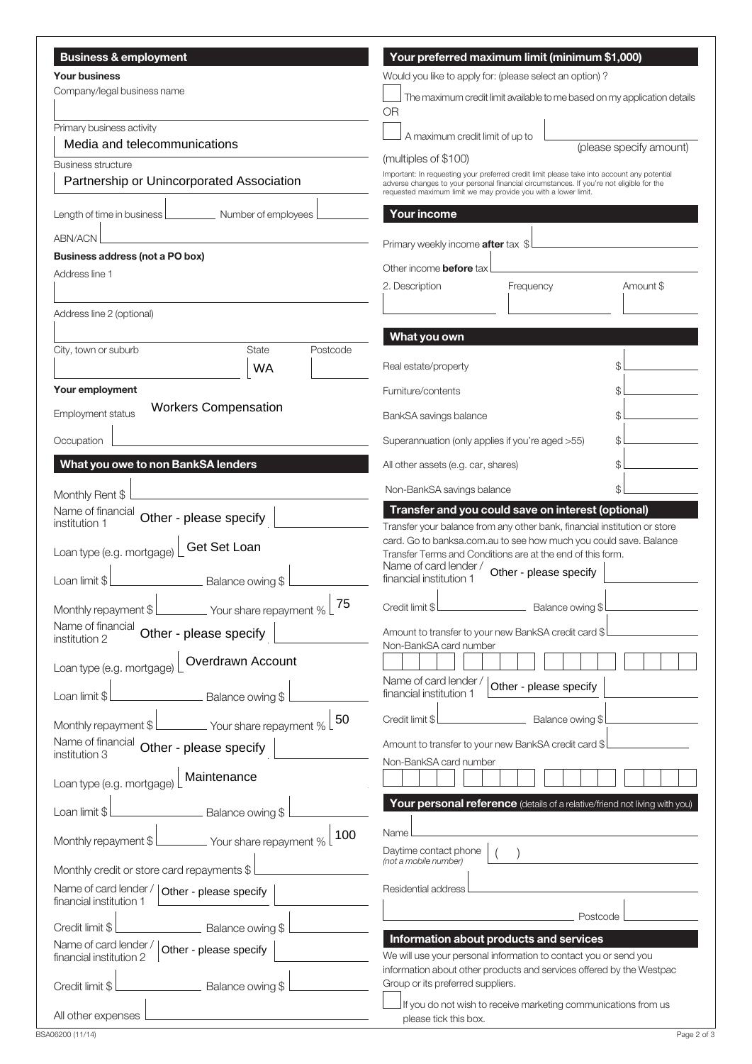## Business & employment

**Your business**

Company/legal business name

Primary business activity: Media and telecommunications

Business structure: Partnership or Unincorporated Association

Length of time in business ______ Number of employees ______

ABN/ACN ______

**Business address (not a PO box)**

Address line 1

Address line 2 (optional)

City, town or suburb ______ State: WA Postcode ______

**Your employment**

Employment status: Workers Compensation

Occupation ______

## What you owe to non BankSA lenders

Monthly Rent $ ______

Name of financial institution 1: Other - please specify ______

Loan type (e.g. mortgage): Get Set Loan

Loan limit $ ______ Balance owing $ ______

Monthly repayment $ ______ Your share repayment %: 75

Name of financial institution 2: Other - please specify ______

Loan type (e.g. mortgage): Overdrawn Account

Loan limit $ ______ Balance owing $ ______

Monthly repayment $ ______ Your share repayment %: 50

Name of financial institution 3: Other - please specify ______

Loan type (e.g. mortgage): Maintenance

Loan limit $ ______ Balance owing $ ______

Monthly repayment $ ______ Your share repayment %: 100

Monthly credit or store card repayments $ ______

Name of card lender / financial institution 1: Other - please specify ______

Credit limit $ ______ Balance owing $ ______

Name of card lender / financial institution 2: Other - please specify ______

Credit limit $ ______ Balance owing $ ______

All other expenses ______

## Your preferred maximum limit (minimum $1,000)

Would you like to apply for: (please select an option) ?

☐ The maximum credit limit available to me based on my application details

OR

☐ A maximum credit limit of up to ______ (please specify amount) (multiples of $100)

Important: In requesting your preferred credit limit please take into account any potential adverse changes to your personal financial circumstances. If you're not eligible for the requested maximum limit we may provide you with a lower limit.

## Your income

Primary weekly income **after** tax $ ______

Other income **before** tax ______

| 2. Description | Frequency | Amount $ |
|---|---|---|
| | | |

## What you own

Real estate/property $ ______

Furniture/contents $ ______

BankSA savings balance $ ______

Superannuation (only applies if you're aged >55) $ ______

All other assets (e.g. car, shares) $ ______

Non-BankSA savings balance $ ______

## Transfer and you could save on interest (optional)

Transfer your balance from any other bank, financial institution or store card. Go to banksa.com.au to see how much you could save. Balance Transfer Terms and Conditions are at the end of this form.

Name of card lender / financial institution 1: Other - please specify ______

Credit limit $ ______ Balance owing $ ______

Amount to transfer to your new BankSA credit card $ ______

Non-BankSA card number ______

Name of card lender / financial institution 1: Other - please specify ______

Credit limit $ ______ Balance owing $ ______

Amount to transfer to your new BankSA credit card $ ______

Non-BankSA card number ______

## Your personal reference (details of a relative/friend not living with you)

Name ______

Daytime contact phone *(not a mobile number)* ( ) ______

Residential address ______

Postcode ______

## Information about products and services

We will use your personal information to contact you or send you information about other products and services offered by the Westpac Group or its preferred suppliers.

☐ If you do not wish to receive marketing communications from us please tick this box.

BSA06200 (11/14)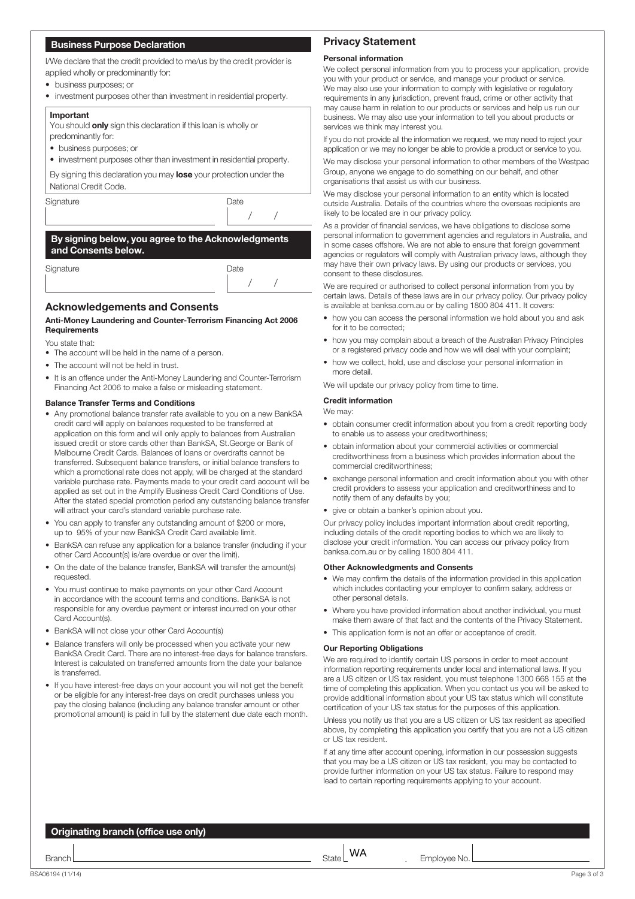## Business Purpose Declaration

I/We declare that the credit provided to me/us by the credit provider is applied wholly or predominantly for:

- business purposes; or
- investment purposes other than investment in residential property.

**Important**

You should **only** sign this declaration if this loan is wholly or predominantly for:

- business purposes; or
- investment purposes other than investment in residential property.

By signing this declaration you may **lose** your protection under the National Credit Code.

Signature

Date / /

## By signing below, you agree to the Acknowledgments and Consents below.

Signature

Date / /

## Acknowledgements and Consents

**Anti-Money Laundering and Counter-Terrorism Financing Act 2006 Requirements**

You state that:

- The account will be held in the name of a person.
- The account will not be held in trust.
- It is an offence under the Anti-Money Laundering and Counter-Terrorism Financing Act 2006 to make a false or misleading statement.

**Balance Transfer Terms and Conditions**

- Any promotional balance transfer rate available to you on a new BankSA credit card will apply on balances requested to be transferred at application on this form and will only apply to balances from Australian issued credit or store cards other than BankSA, St.George or Bank of Melbourne Credit Cards. Balances of loans or overdrafts cannot be transferred. Subsequent balance transfers, or initial balance transfers to which a promotional rate does not apply, will be charged at the standard variable purchase rate. Payments made to your credit card account will be applied as set out in the Amplify Business Credit Card Conditions of Use. After the stated special promotion period any outstanding balance transfer will attract your card's standard variable purchase rate.
- You can apply to transfer any outstanding amount of $200 or more, up to 95% of your new BankSA Credit Card available limit.
- BankSA can refuse any application for a balance transfer (including if your other Card Account(s) is/are overdue or over the limit).
- On the date of the balance transfer, BankSA will transfer the amount(s) requested.
- You must continue to make payments on your other Card Account in accordance with the account terms and conditions. BankSA is not responsible for any overdue payment or interest incurred on your other Card Account(s).
- BankSA will not close your other Card Account(s)
- Balance transfers will only be processed when you activate your new BankSA Credit Card. There are no interest-free days for balance transfers. Interest is calculated on transferred amounts from the date your balance is transferred.
- If you have interest-free days on your account you will not get the benefit or be eligible for any interest-free days on credit purchases unless you pay the closing balance (including any balance transfer amount or other promotional amount) is paid in full by the statement due date each month.

## Privacy Statement

**Personal information**

We collect personal information from you to process your application, provide you with your product or service, and manage your product or service. We may also use your information to comply with legislative or regulatory requirements in any jurisdiction, prevent fraud, crime or other activity that may cause harm in relation to our products or services and help us run our business. We may also use your information to tell you about products or services we think may interest you.

If you do not provide all the information we request, we may need to reject your application or we may no longer be able to provide a product or service to you.

We may disclose your personal information to other members of the Westpac Group, anyone we engage to do something on our behalf, and other organisations that assist us with our business.

We may disclose your personal information to an entity which is located outside Australia. Details of the countries where the overseas recipients are likely to be located are in our privacy policy.

As a provider of financial services, we have obligations to disclose some personal information to government agencies and regulators in Australia, and in some cases offshore. We are not able to ensure that foreign government agencies or regulators will comply with Australian privacy laws, although they may have their own privacy laws. By using our products or services, you consent to these disclosures.

We are required or authorised to collect personal information from you by certain laws. Details of these laws are in our privacy policy. Our privacy policy is available at banksa.com.au or by calling 1800 804 411. It covers:

- how you can access the personal information we hold about you and ask for it to be corrected;
- how you may complain about a breach of the Australian Privacy Principles or a registered privacy code and how we will deal with your complaint;
- how we collect, hold, use and disclose your personal information in more detail.

We will update our privacy policy from time to time.

**Credit information**

We may:

- obtain consumer credit information about you from a credit reporting body to enable us to assess your creditworthiness;
- obtain information about your commercial activities or commercial creditworthiness from a business which provides information about the commercial creditworthiness;
- exchange personal information and credit information about you with other credit providers to assess your application and creditworthiness and to notify them of any defaults by you;
- give or obtain a banker's opinion about you.

Our privacy policy includes important information about credit reporting, including details of the credit reporting bodies to which we are likely to disclose your credit information. You can access our privacy policy from banksa.com.au or by calling 1800 804 411.

**Other Acknowledgments and Consents**

- We may confirm the details of the information provided in this application which includes contacting your employer to confirm salary, address or other personal details.
- Where you have provided information about another individual, you must make them aware of that fact and the contents of the Privacy Statement.
- This application form is not an offer or acceptance of credit.

**Our Reporting Obligations**

We are required to identify certain US persons in order to meet account information reporting requirements under local and international laws. If you are a US citizen or US tax resident, you must telephone 1300 668 155 at the time of completing this application. When you contact us you will be asked to provide additional information about your US tax status which will constitute certification of your US tax status for the purposes of this application.

Unless you notify us that you are a US citizen or US tax resident as specified above, by completing this application you certify that you are not a US citizen or US tax resident.

If at any time after account opening, information in our possession suggests that you may be a US citizen or US tax resident, you may be contacted to provide further information on your US tax status. Failure to respond may lead to certain reporting requirements applying to your account.

## Originating branch (office use only)

Branch

State WA

Employee No.

BSA06194 (11/14)